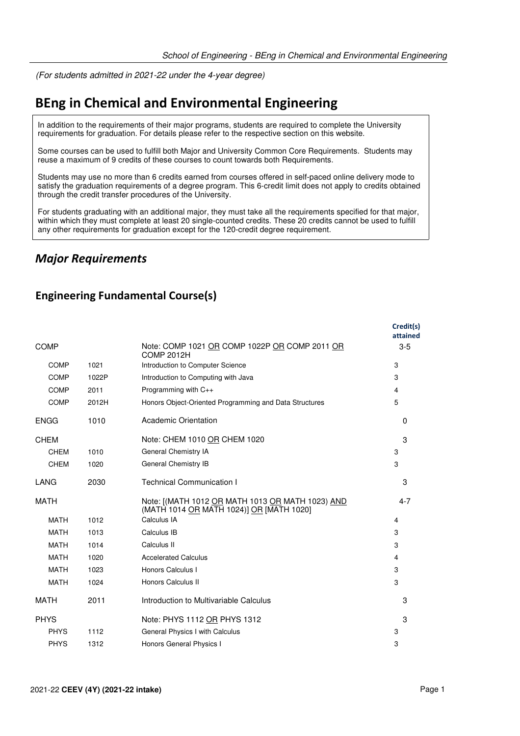*(For students admitted in 2021-22 under the 4-year degree)*

# BEng in Chemical and Environmental Engineering

In addition to the requirements of their major programs, students are required to complete the University requirements for graduation. For details please refer to the respective section on this website.

Some courses can be used to fulfill both Major and University Common Core Requirements. Students may reuse a maximum of 9 credits of these courses to count towards both Requirements.

Students may use no more than 6 credits earned from courses offered in self-paced online delivery mode to satisfy the graduation requirements of a degree program. This 6-credit limit does not apply to credits obtained through the credit transfer procedures of the University.

For students graduating with an additional major, they must take all the requirements specified for that major, within which they must complete at least 20 single-counted credits. These 20 credits cannot be used to fulfill any other requirements for graduation except for the 120-credit degree requirement.

## *Major Requirements*

### Engineering Fundamental Course(s)

| | | | Credit(s) attained |
|---|---|---|---|
| COMP | | Note: COMP 1021 OR COMP 1022P OR COMP 2011 OR COMP 2012H | 3-5 |
| COMP | 1021 | Introduction to Computer Science | 3 |
| COMP | 1022P | Introduction to Computing with Java | 3 |
| COMP | 2011 | Programming with C++ | 4 |
| COMP | 2012H | Honors Object-Oriented Programming and Data Structures | 5 |
| ENGG | 1010 | Academic Orientation | 0 |
| CHEM | | Note: CHEM 1010 OR CHEM 1020 | 3 |
| CHEM | 1010 | General Chemistry IA | 3 |
| CHEM | 1020 | General Chemistry IB | 3 |
| LANG | 2030 | Technical Communication I | 3 |
| MATH | | Note: [(MATH 1012 OR MATH 1013 OR MATH 1023) AND (MATH 1014 OR MATH 1024)] OR [MATH 1020] | 4-7 |
| MATH | 1012 | Calculus IA | 4 |
| MATH | 1013 | Calculus IB | 3 |
| MATH | 1014 | Calculus II | 3 |
| MATH | 1020 | Accelerated Calculus | 4 |
| MATH | 1023 | Honors Calculus I | 3 |
| MATH | 1024 | Honors Calculus II | 3 |
| MATH | 2011 | Introduction to Multivariable Calculus | 3 |
| PHYS | | Note: PHYS 1112 OR PHYS 1312 | 3 |
| PHYS | 1112 | General Physics I with Calculus | 3 |
| PHYS | 1312 | Honors General Physics I | 3 |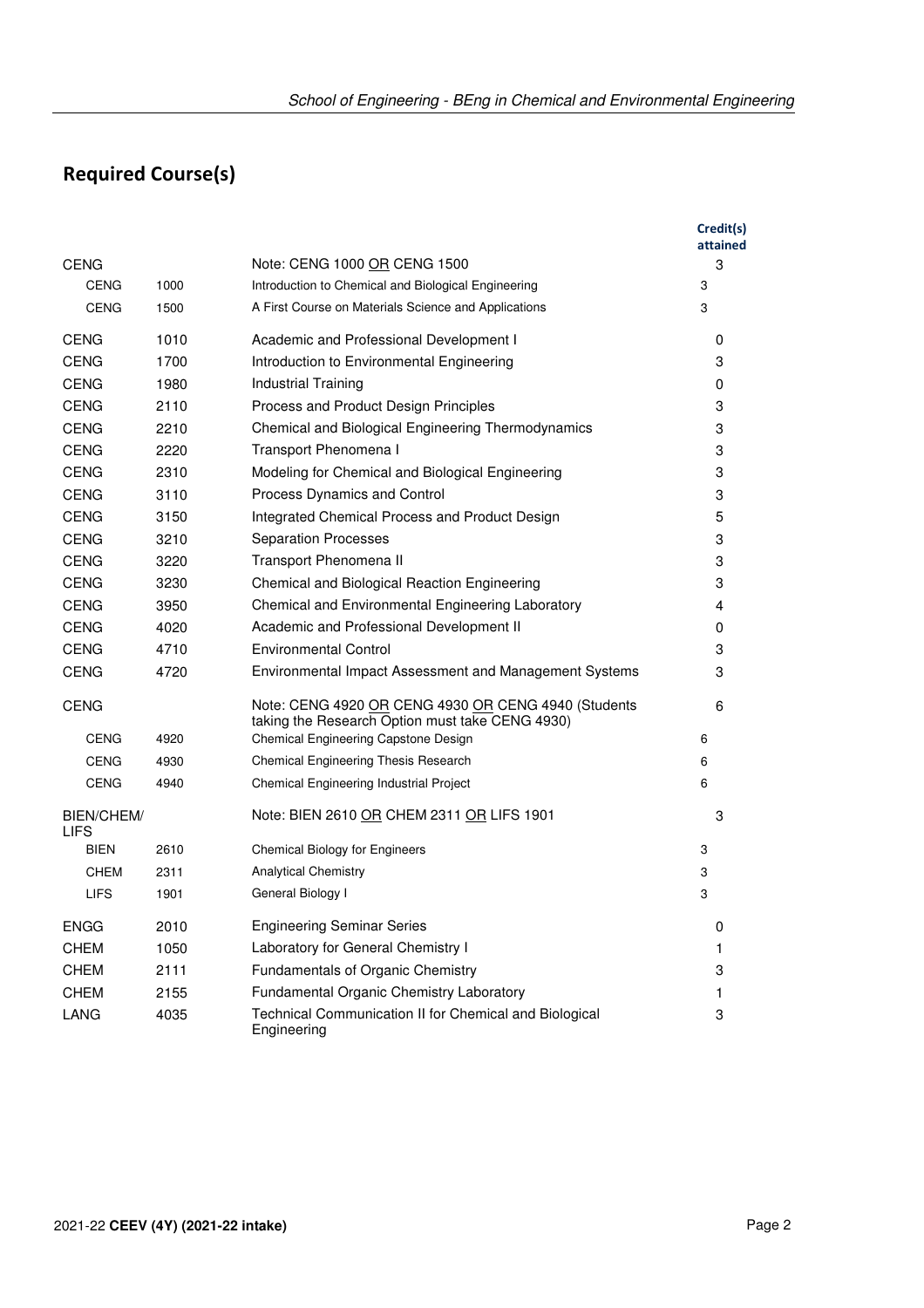## Required Course(s)

| | | | Credit(s) attained |
|---|---|---|---|
| CENG | | Note: CENG 1000 OR CENG 1500 | 3 |
| CENG | 1000 | Introduction to Chemical and Biological Engineering | 3 |
| CENG | 1500 | A First Course on Materials Science and Applications | 3 |
| CENG | 1010 | Academic and Professional Development I | 0 |
| CENG | 1700 | Introduction to Environmental Engineering | 3 |
| CENG | 1980 | Industrial Training | 0 |
| CENG | 2110 | Process and Product Design Principles | 3 |
| CENG | 2210 | Chemical and Biological Engineering Thermodynamics | 3 |
| CENG | 2220 | Transport Phenomena I | 3 |
| CENG | 2310 | Modeling for Chemical and Biological Engineering | 3 |
| CENG | 3110 | Process Dynamics and Control | 3 |
| CENG | 3150 | Integrated Chemical Process and Product Design | 5 |
| CENG | 3210 | Separation Processes | 3 |
| CENG | 3220 | Transport Phenomena II | 3 |
| CENG | 3230 | Chemical and Biological Reaction Engineering | 3 |
| CENG | 3950 | Chemical and Environmental Engineering Laboratory | 4 |
| CENG | 4020 | Academic and Professional Development II | 0 |
| CENG | 4710 | Environmental Control | 3 |
| CENG | 4720 | Environmental Impact Assessment and Management Systems | 3 |
| CENG | | Note: CENG 4920 OR CENG 4930 OR CENG 4940 (Students taking the Research Option must take CENG 4930) | 6 |
| CENG | 4920 | Chemical Engineering Capstone Design | 6 |
| CENG | 4930 | Chemical Engineering Thesis Research | 6 |
| CENG | 4940 | Chemical Engineering Industrial Project | 6 |
| BIEN/CHEM/LIFS | | Note: BIEN 2610 OR CHEM 2311 OR LIFS 1901 | 3 |
| BIEN | 2610 | Chemical Biology for Engineers | 3 |
| CHEM | 2311 | Analytical Chemistry | 3 |
| LIFS | 1901 | General Biology I | 3 |
| ENGG | 2010 | Engineering Seminar Series | 0 |
| CHEM | 1050 | Laboratory for General Chemistry I | 1 |
| CHEM | 2111 | Fundamentals of Organic Chemistry | 3 |
| CHEM | 2155 | Fundamental Organic Chemistry Laboratory | 1 |
| LANG | 4035 | Technical Communication II for Chemical and Biological Engineering | 3 |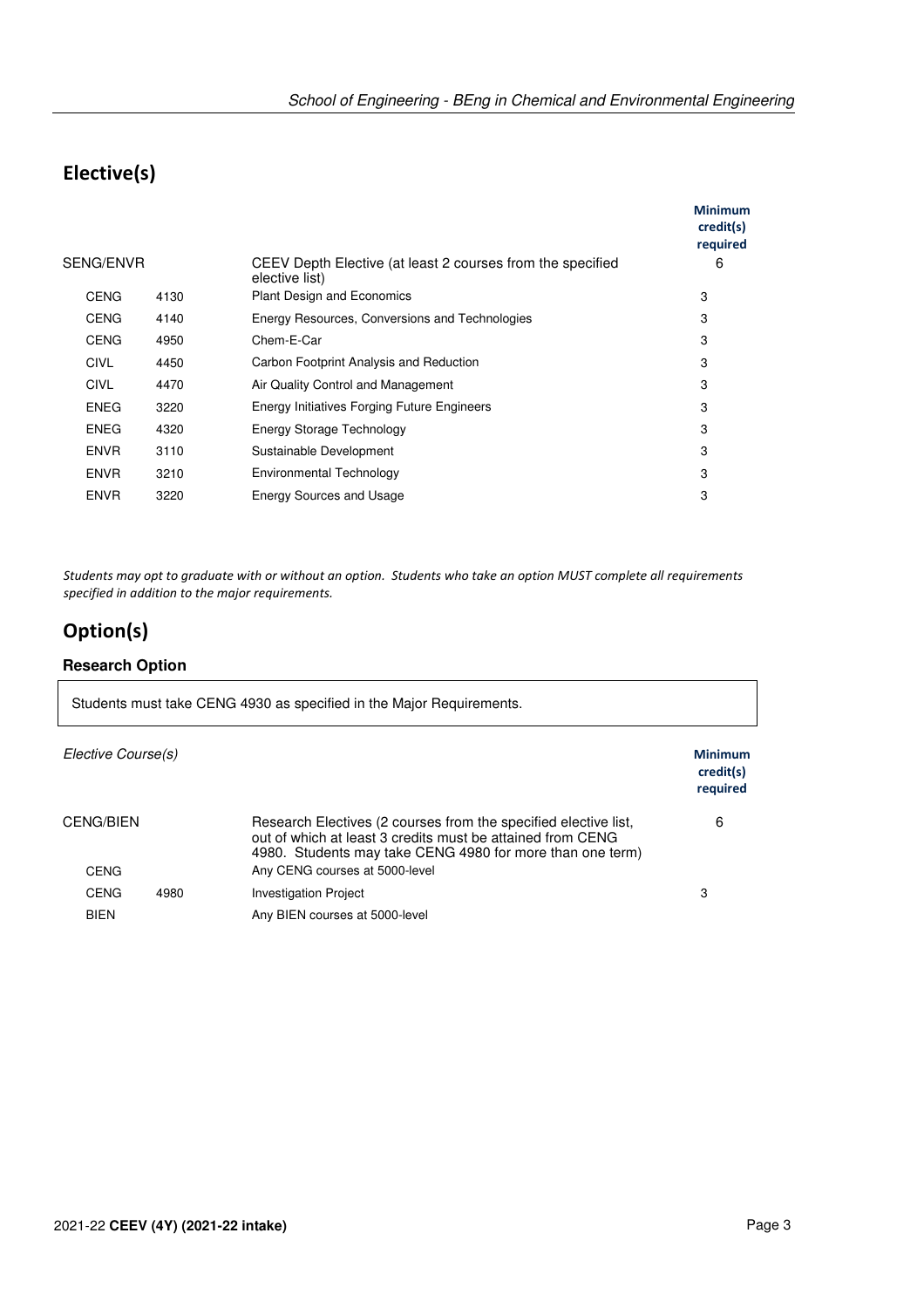## Elective(s)

| | | | Minimum credit(s) required |
|---|---|---|---|
| SENG/ENVR | | CEEV Depth Elective (at least 2 courses from the specified elective list) | 6 |
| CENG | 4130 | Plant Design and Economics | 3 |
| CENG | 4140 | Energy Resources, Conversions and Technologies | 3 |
| CENG | 4950 | Chem-E-Car | 3 |
| CIVL | 4450 | Carbon Footprint Analysis and Reduction | 3 |
| CIVL | 4470 | Air Quality Control and Management | 3 |
| ENEG | 3220 | Energy Initiatives Forging Future Engineers | 3 |
| ENEG | 4320 | Energy Storage Technology | 3 |
| ENVR | 3110 | Sustainable Development | 3 |
| ENVR | 3210 | Environmental Technology | 3 |
| ENVR | 3220 | Energy Sources and Usage | 3 |

*Students may opt to graduate with or without an option. Students who take an option MUST complete all requirements specified in addition to the major requirements.*

## Option(s)

### Research Option

Students must take CENG 4930 as specified in the Major Requirements.

*Elective Course(s)*

| | | | Minimum credit(s) required |
|---|---|---|---|
| CENG/BIEN | | Research Electives (2 courses from the specified elective list, out of which at least 3 credits must be attained from CENG 4980. Students may take CENG 4980 for more than one term) | 6 |
| CENG | | Any CENG courses at 5000-level | |
| CENG | 4980 | Investigation Project | 3 |
| BIEN | | Any BIEN courses at 5000-level | |